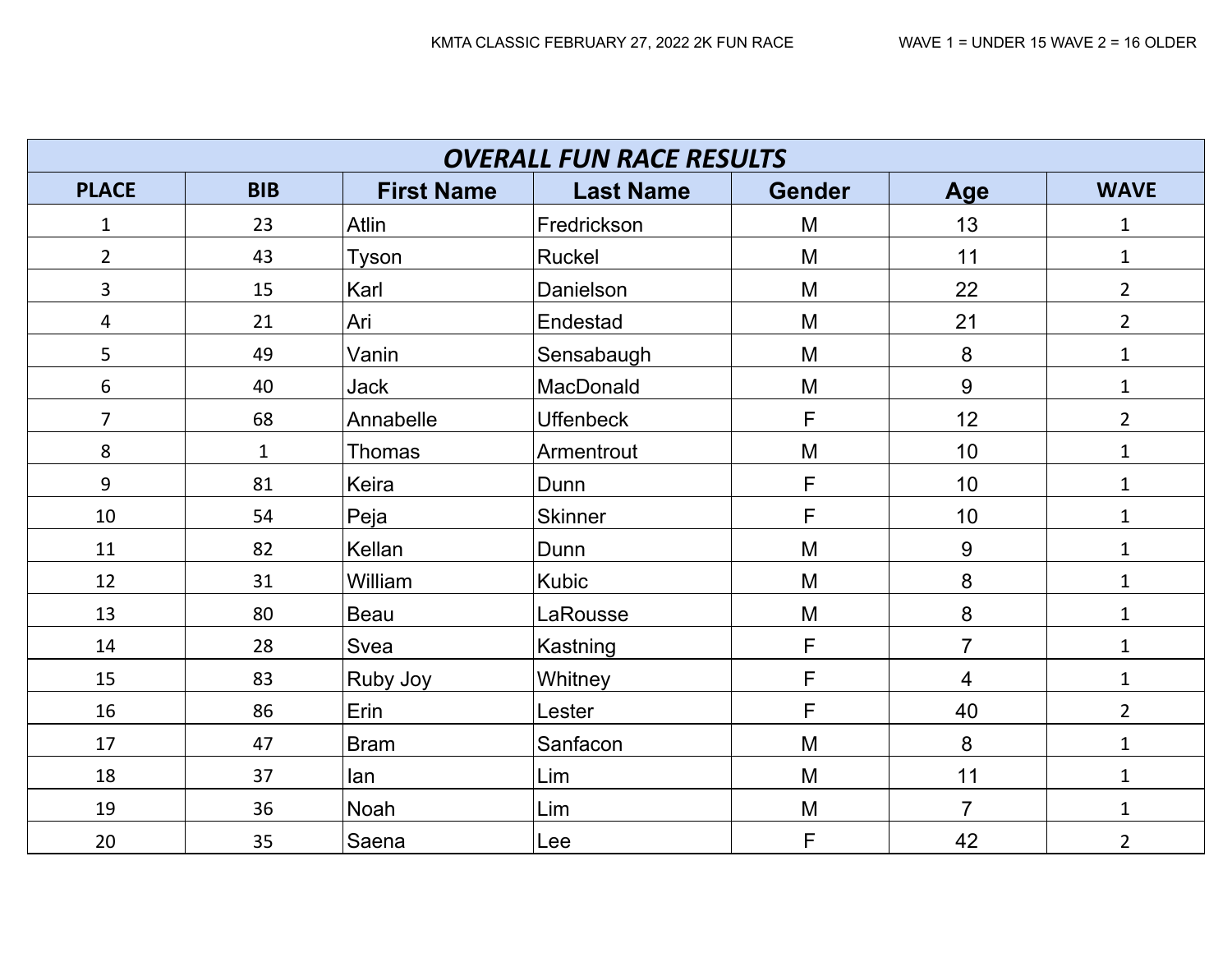KMTA CLASSIC FEBRUARY 27, 2022 2K FUN RACE WAVE 1 = UNDER 15 WAVE 2 = 16 OLDER

| ***OVERALL FUN RACE RESULTS*** | | | | | | |
|---|---|---|---|---|---|---|
| **PLACE** | **BIB** | **First Name** | **Last Name** | **Gender** | **Age** | **WAVE** |
| 1 | 23 | Atlin | Fredrickson | M | 13 | 1 |
| 2 | 43 | Tyson | Ruckel | M | 11 | 1 |
| 3 | 15 | Karl | Danielson | M | 22 | 2 |
| 4 | 21 | Ari | Endestad | M | 21 | 2 |
| 5 | 49 | Vanin | Sensabaugh | M | 8 | 1 |
| 6 | 40 | Jack | MacDonald | M | 9 | 1 |
| 7 | 68 | Annabelle | Uffenbeck | F | 12 | 2 |
| 8 | 1 | Thomas | Armentrout | M | 10 | 1 |
| 9 | 81 | Keira | Dunn | F | 10 | 1 |
| 10 | 54 | Peja | Skinner | F | 10 | 1 |
| 11 | 82 | Kellan | Dunn | M | 9 | 1 |
| 12 | 31 | William | Kubic | M | 8 | 1 |
| 13 | 80 | Beau | LaRousse | M | 8 | 1 |
| 14 | 28 | Svea | Kastning | F | 7 | 1 |
| 15 | 83 | Ruby Joy | Whitney | F | 4 | 1 |
| 16 | 86 | Erin | Lester | F | 40 | 2 |
| 17 | 47 | Bram | Sanfacon | M | 8 | 1 |
| 18 | 37 | Ian | Lim | M | 11 | 1 |
| 19 | 36 | Noah | Lim | M | 7 | 1 |
| 20 | 35 | Saena | Lee | F | 42 | 2 |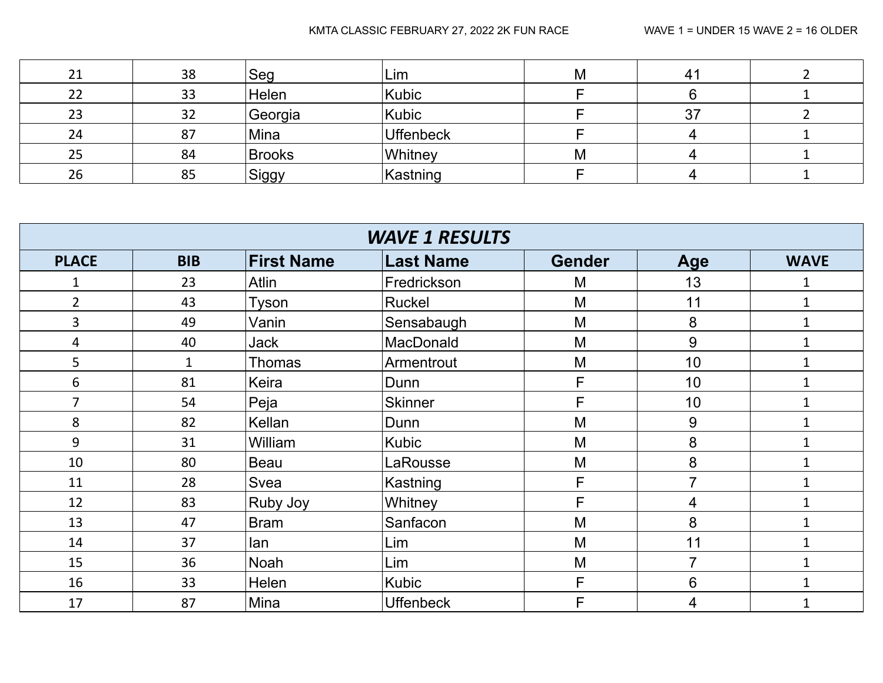KMTA CLASSIC FEBRUARY 27, 2022 2K FUN RACE WAVE 1 = UNDER 15 WAVE 2 = 16 OLDER

| | | | | | | |
|---|---|---|---|---|---|---|
| 21 | 38 | Seg | Lim | M | 41 | 2 |
| 22 | 33 | Helen | Kubic | F | 6 | 1 |
| 23 | 32 | Georgia | Kubic | F | 37 | 2 |
| 24 | 87 | Mina | Uffenbeck | F | 4 | 1 |
| 25 | 84 | Brooks | Whitney | M | 4 | 1 |
| 26 | 85 | Siggy | Kastning | F | 4 | 1 |

## *WAVE 1 RESULTS*

| PLACE | BIB | First Name | Last Name | Gender | Age | WAVE |
|---|---|---|---|---|---|---|
| 1 | 23 | Atlin | Fredrickson | M | 13 | 1 |
| 2 | 43 | Tyson | Ruckel | M | 11 | 1 |
| 3 | 49 | Vanin | Sensabaugh | M | 8 | 1 |
| 4 | 40 | Jack | MacDonald | M | 9 | 1 |
| 5 | 1 | Thomas | Armentrout | M | 10 | 1 |
| 6 | 81 | Keira | Dunn | F | 10 | 1 |
| 7 | 54 | Peja | Skinner | F | 10 | 1 |
| 8 | 82 | Kellan | Dunn | M | 9 | 1 |
| 9 | 31 | William | Kubic | M | 8 | 1 |
| 10 | 80 | Beau | LaRousse | M | 8 | 1 |
| 11 | 28 | Svea | Kastning | F | 7 | 1 |
| 12 | 83 | Ruby Joy | Whitney | F | 4 | 1 |
| 13 | 47 | Bram | Sanfacon | M | 8 | 1 |
| 14 | 37 | Ian | Lim | M | 11 | 1 |
| 15 | 36 | Noah | Lim | M | 7 | 1 |
| 16 | 33 | Helen | Kubic | F | 6 | 1 |
| 17 | 87 | Mina | Uffenbeck | F | 4 | 1 |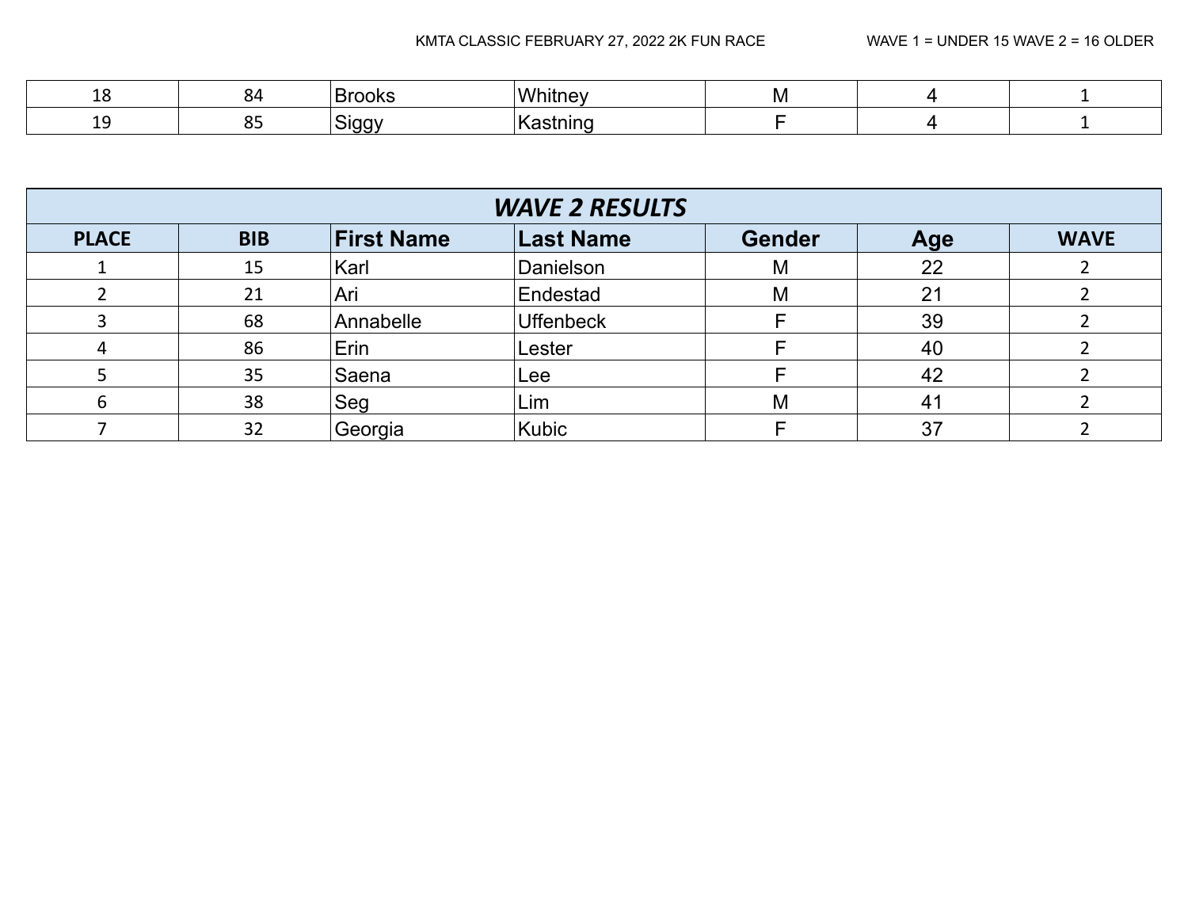| | | | | | | |
|---|---|---|---|---|---|---|
| 18 | 84 | Brooks | Whitney | M | 4 | 1 |
| 19 | 85 | Siggy | Kastning | F | 4 | 1 |

## *WAVE 2 RESULTS*

| PLACE | BIB | First Name | Last Name | Gender | Age | WAVE |
|---|---|---|---|---|---|---|
| 1 | 15 | Karl | Danielson | M | 22 | 2 |
| 2 | 21 | Ari | Endestad | M | 21 | 2 |
| 3 | 68 | Annabelle | Uffenbeck | F | 39 | 2 |
| 4 | 86 | Erin | Lester | F | 40 | 2 |
| 5 | 35 | Saena | Lee | F | 42 | 2 |
| 6 | 38 | Seg | Lim | M | 41 | 2 |
| 7 | 32 | Georgia | Kubic | F | 37 | 2 |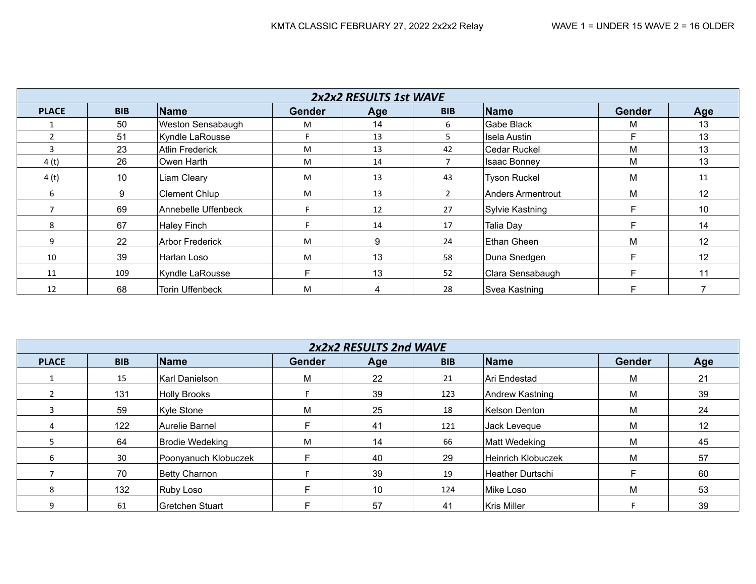KMTA CLASSIC FEBRUARY 27, 2022 2x2x2 Relay    WAVE 1 = UNDER 15 WAVE 2 = 16 OLDER

| *2x2x2 RESULTS 1st WAVE* | | | | | | | | |
|---|---|---|---|---|---|---|---|---|
| **PLACE** | **BIB** | **Name** | **Gender** | **Age** | **BIB** | **Name** | **Gender** | **Age** |
| 1 | 50 | Weston Sensabaugh | M | 14 | 6 | Gabe Black | M | 13 |
| 2 | 51 | Kyndle LaRousse | F | 13 | 5 | Isela Austin | F | 13 |
| 3 | 23 | Atlin Frederick | M | 13 | 42 | Cedar Ruckel | M | 13 |
| 4 (t) | 26 | Owen Harth | M | 14 | 7 | Isaac Bonney | M | 13 |
| 4 (t) | 10 | Liam Cleary | M | 13 | 43 | Tyson Ruckel | M | 11 |
| 6 | 9 | Clement Chlup | M | 13 | 2 | Anders Armentrout | M | 12 |
| 7 | 69 | Annebelle Uffenbeck | F | 12 | 27 | Sylvie Kastning | F | 10 |
| 8 | 67 | Haley Finch | F | 14 | 17 | Talia Day | F | 14 |
| 9 | 22 | Arbor Frederick | M | 9 | 24 | Ethan Gheen | M | 12 |
| 10 | 39 | Harlan Loso | M | 13 | 58 | Duna Snedgen | F | 12 |
| 11 | 109 | Kyndle LaRousse | F | 13 | 52 | Clara Sensabaugh | F | 11 |
| 12 | 68 | Torin Uffenbeck | M | 4 | 28 | Svea Kastning | F | 7 |

| *2x2x2 RESULTS 2nd WAVE* | | | | | | | | |
|---|---|---|---|---|---|---|---|---|
| **PLACE** | **BIB** | **Name** | **Gender** | **Age** | **BIB** | **Name** | **Gender** | **Age** |
| 1 | 15 | Karl Danielson | M | 22 | 21 | Ari Endestad | M | 21 |
| 2 | 131 | Holly Brooks | F | 39 | 123 | Andrew Kastning | M | 39 |
| 3 | 59 | Kyle Stone | M | 25 | 18 | Kelson Denton | M | 24 |
| 4 | 122 | Aurelie Barnel | F | 41 | 121 | Jack Leveque | M | 12 |
| 5 | 64 | Brodie Wedeking | M | 14 | 66 | Matt Wedeking | M | 45 |
| 6 | 30 | Poonyanuch Klobuczek | F | 40 | 29 | Heinrich Klobuczek | M | 57 |
| 7 | 70 | Betty Charnon | F | 39 | 19 | Heather Durtschi | F | 60 |
| 8 | 132 | Ruby Loso | F | 10 | 124 | Mike Loso | M | 53 |
| 9 | 61 | Gretchen Stuart | F | 57 | 41 | Kris Miller | F | 39 |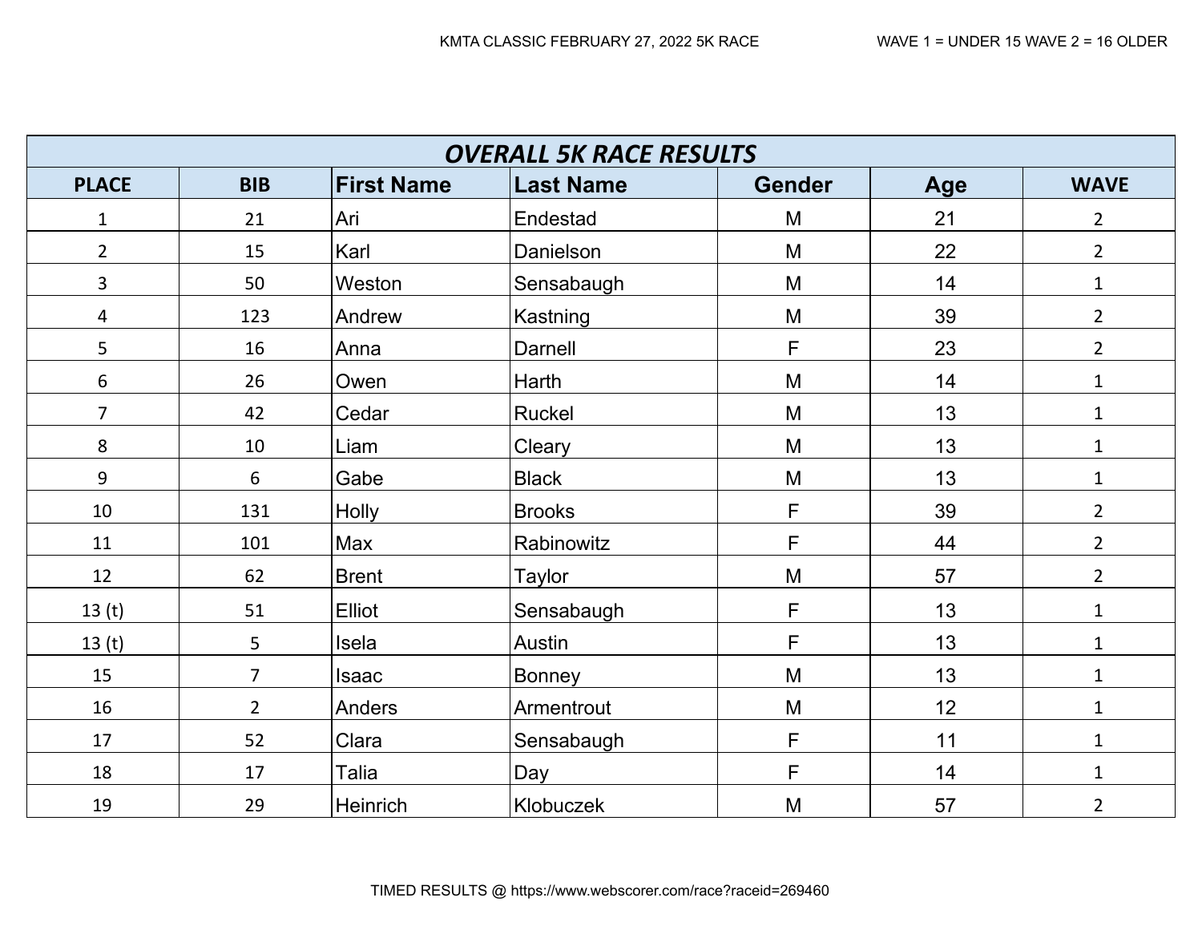KMTA CLASSIC FEBRUARY 27, 2022 5K RACE

WAVE 1 = UNDER 15 WAVE 2 = 16 OLDER

## *OVERALL 5K RACE RESULTS*

| PLACE | BIB | First Name | Last Name | Gender | Age | WAVE |
|---|---|---|---|---|---|---|
| 1 | 21 | Ari | Endestad | M | 21 | 2 |
| 2 | 15 | Karl | Danielson | M | 22 | 2 |
| 3 | 50 | Weston | Sensabaugh | M | 14 | 1 |
| 4 | 123 | Andrew | Kastning | M | 39 | 2 |
| 5 | 16 | Anna | Darnell | F | 23 | 2 |
| 6 | 26 | Owen | Harth | M | 14 | 1 |
| 7 | 42 | Cedar | Ruckel | M | 13 | 1 |
| 8 | 10 | Liam | Cleary | M | 13 | 1 |
| 9 | 6 | Gabe | Black | M | 13 | 1 |
| 10 | 131 | Holly | Brooks | F | 39 | 2 |
| 11 | 101 | Max | Rabinowitz | F | 44 | 2 |
| 12 | 62 | Brent | Taylor | M | 57 | 2 |
| 13 (t) | 51 | Elliot | Sensabaugh | F | 13 | 1 |
| 13 (t) | 5 | Isela | Austin | F | 13 | 1 |
| 15 | 7 | Isaac | Bonney | M | 13 | 1 |
| 16 | 2 | Anders | Armentrout | M | 12 | 1 |
| 17 | 52 | Clara | Sensabaugh | F | 11 | 1 |
| 18 | 17 | Talia | Day | F | 14 | 1 |
| 19 | 29 | Heinrich | Klobuczek | M | 57 | 2 |

TIMED RESULTS @ https://www.webscorer.com/race?raceid=269460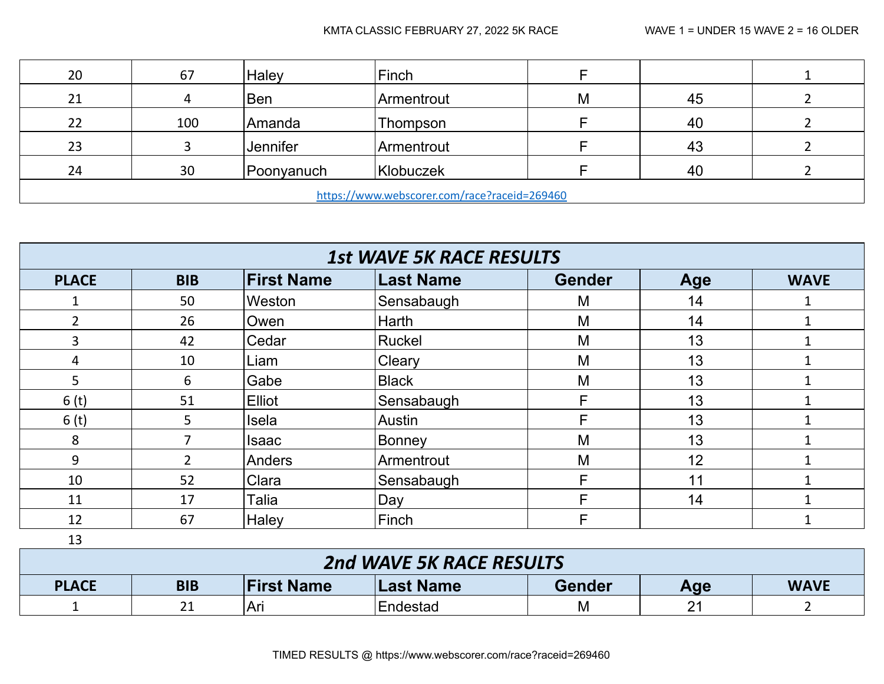KMTA CLASSIC FEBRUARY 27, 2022 5K RACE WAVE 1 = UNDER 15 WAVE 2 = 16 OLDER

| | | | | | | |
|---|---|---|---|---|---|---|
| 20 | 67 | Haley | Finch | F | | 1 |
| 21 | 4 | Ben | Armentrout | M | 45 | 2 |
| 22 | 100 | Amanda | Thompson | F | 40 | 2 |
| 23 | 3 | Jennifer | Armentrout | F | 43 | 2 |
| 24 | 30 | Poonyanuch | Klobuczek | F | 40 | 2 |

https://www.webscorer.com/race?raceid=269460

## *1st WAVE 5K RACE RESULTS*

| PLACE | BIB | First Name | Last Name | Gender | Age | WAVE |
|---|---|---|---|---|---|---|
| 1 | 50 | Weston | Sensabaugh | M | 14 | 1 |
| 2 | 26 | Owen | Harth | M | 14 | 1 |
| 3 | 42 | Cedar | Ruckel | M | 13 | 1 |
| 4 | 10 | Liam | Cleary | M | 13 | 1 |
| 5 | 6 | Gabe | Black | M | 13 | 1 |
| 6 (t) | 51 | Elliot | Sensabaugh | F | 13 | 1 |
| 6 (t) | 5 | Isela | Austin | F | 13 | 1 |
| 8 | 7 | Isaac | Bonney | M | 13 | 1 |
| 9 | 2 | Anders | Armentrout | M | 12 | 1 |
| 10 | 52 | Clara | Sensabaugh | F | 11 | 1 |
| 11 | 17 | Talia | Day | F | 14 | 1 |
| 12 | 67 | Haley | Finch | F | | 1 |
| 13 | | | | | | |

## *2nd WAVE 5K RACE RESULTS*

| PLACE | BIB | First Name | Last Name | Gender | Age | WAVE |
|---|---|---|---|---|---|---|
| 1 | 21 | Ari | Endestad | M | 21 | 2 |

TIMED RESULTS @ https://www.webscorer.com/race?raceid=269460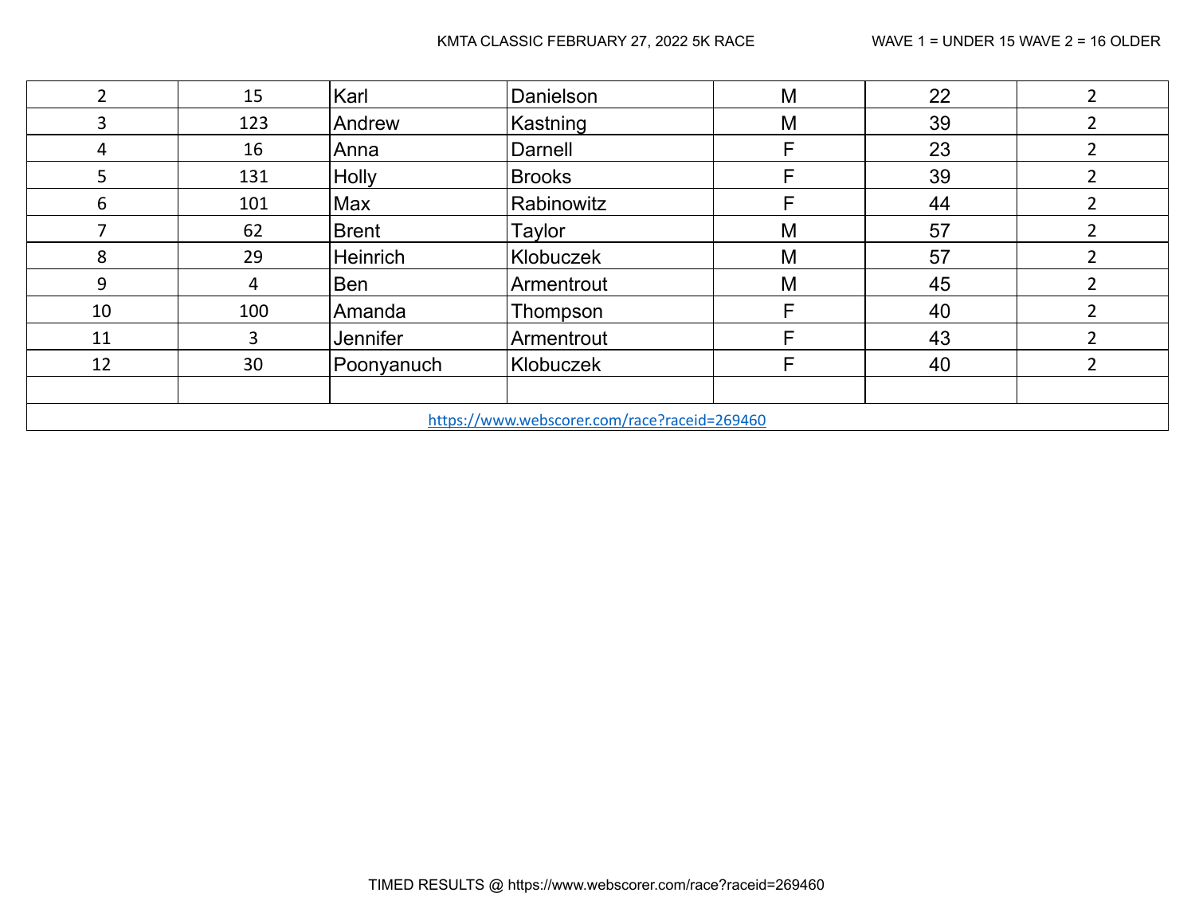KMTA CLASSIC FEBRUARY 27, 2022 5K RACE

WAVE 1 = UNDER 15 WAVE 2 = 16 OLDER

| | | | | | | |
|---|---|---|---|---|---|---|
| 2 | 15 | Karl | Danielson | M | 22 | 2 |
| 3 | 123 | Andrew | Kastning | M | 39 | 2 |
| 4 | 16 | Anna | Darnell | F | 23 | 2 |
| 5 | 131 | Holly | Brooks | F | 39 | 2 |
| 6 | 101 | Max | Rabinowitz | F | 44 | 2 |
| 7 | 62 | Brent | Taylor | M | 57 | 2 |
| 8 | 29 | Heinrich | Klobuczek | M | 57 | 2 |
| 9 | 4 | Ben | Armentrout | M | 45 | 2 |
| 10 | 100 | Amanda | Thompson | F | 40 | 2 |
| 11 | 3 | Jennifer | Armentrout | F | 43 | 2 |
| 12 | 30 | Poonyanuch | Klobuczek | F | 40 | 2 |
| | | | | | | |
| https://www.webscorer.com/race?raceid=269460 | | | | | | |

TIMED RESULTS @ https://www.webscorer.com/race?raceid=269460